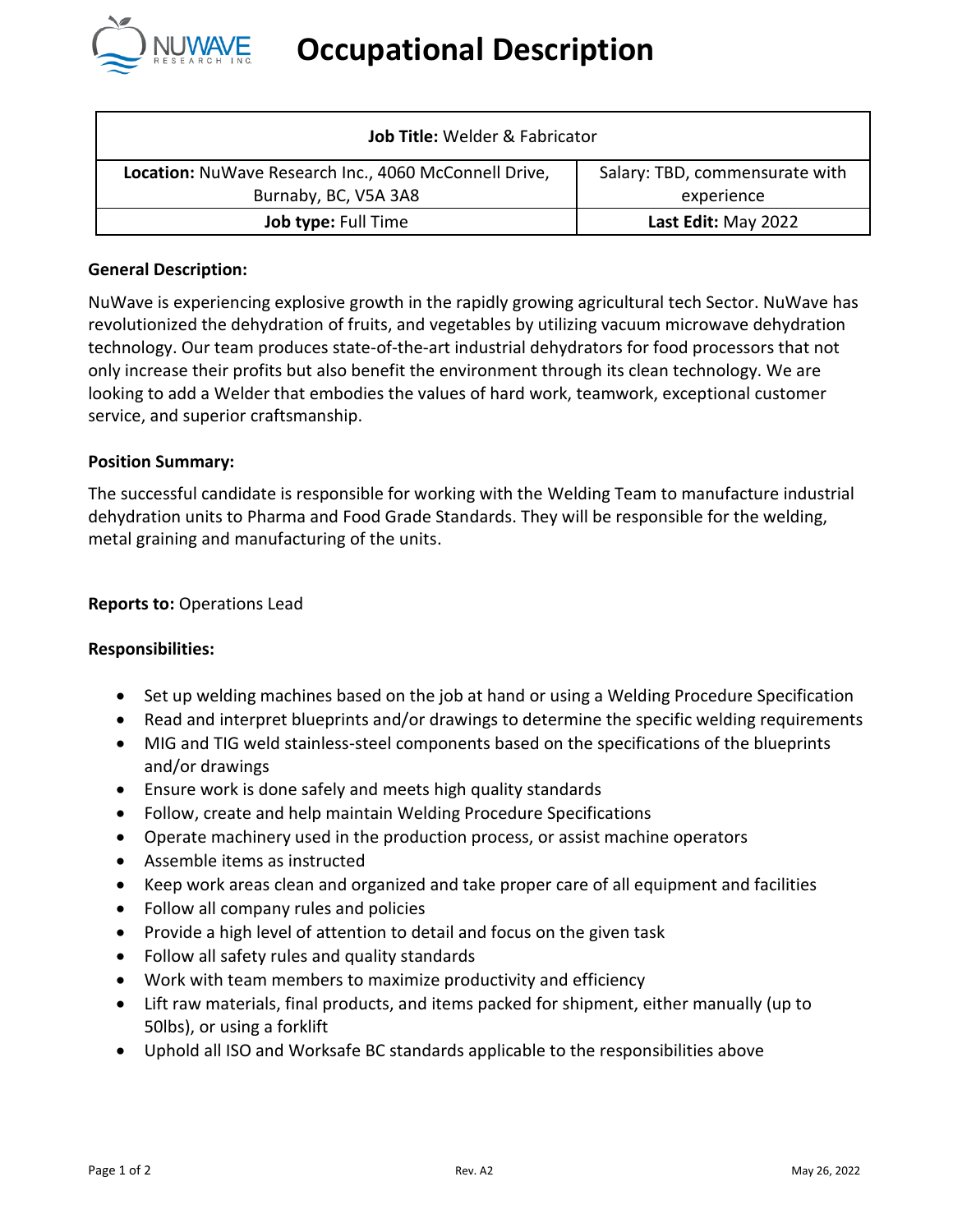# Occupational Description

| **Job Title:** Welder & Fabricator | |
|---|---|
| **Location:** NuWave Research Inc., 4060 McConnell Drive, Burnaby, BC, V5A 3A8 | Salary: TBD, commensurate with experience |
| **Job type:** Full Time | **Last Edit:** May 2022 |

**General Description:**

NuWave is experiencing explosive growth in the rapidly growing agricultural tech Sector. NuWave has revolutionized the dehydration of fruits, and vegetables by utilizing vacuum microwave dehydration technology. Our team produces state-of-the-art industrial dehydrators for food processors that not only increase their profits but also benefit the environment through its clean technology. We are looking to add a Welder that embodies the values of hard work, teamwork, exceptional customer service, and superior craftsmanship.

**Position Summary:**

The successful candidate is responsible for working with the Welding Team to manufacture industrial dehydration units to Pharma and Food Grade Standards. They will be responsible for the welding, metal graining and manufacturing of the units.

**Reports to:** Operations Lead

**Responsibilities:**

- Set up welding machines based on the job at hand or using a Welding Procedure Specification
- Read and interpret blueprints and/or drawings to determine the specific welding requirements
- MIG and TIG weld stainless-steel components based on the specifications of the blueprints and/or drawings
- Ensure work is done safely and meets high quality standards
- Follow, create and help maintain Welding Procedure Specifications
- Operate machinery used in the production process, or assist machine operators
- Assemble items as instructed
- Keep work areas clean and organized and take proper care of all equipment and facilities
- Follow all company rules and policies
- Provide a high level of attention to detail and focus on the given task
- Follow all safety rules and quality standards
- Work with team members to maximize productivity and efficiency
- Lift raw materials, final products, and items packed for shipment, either manually (up to 50lbs), or using a forklift
- Uphold all ISO and Worksafe BC standards applicable to the responsibilities above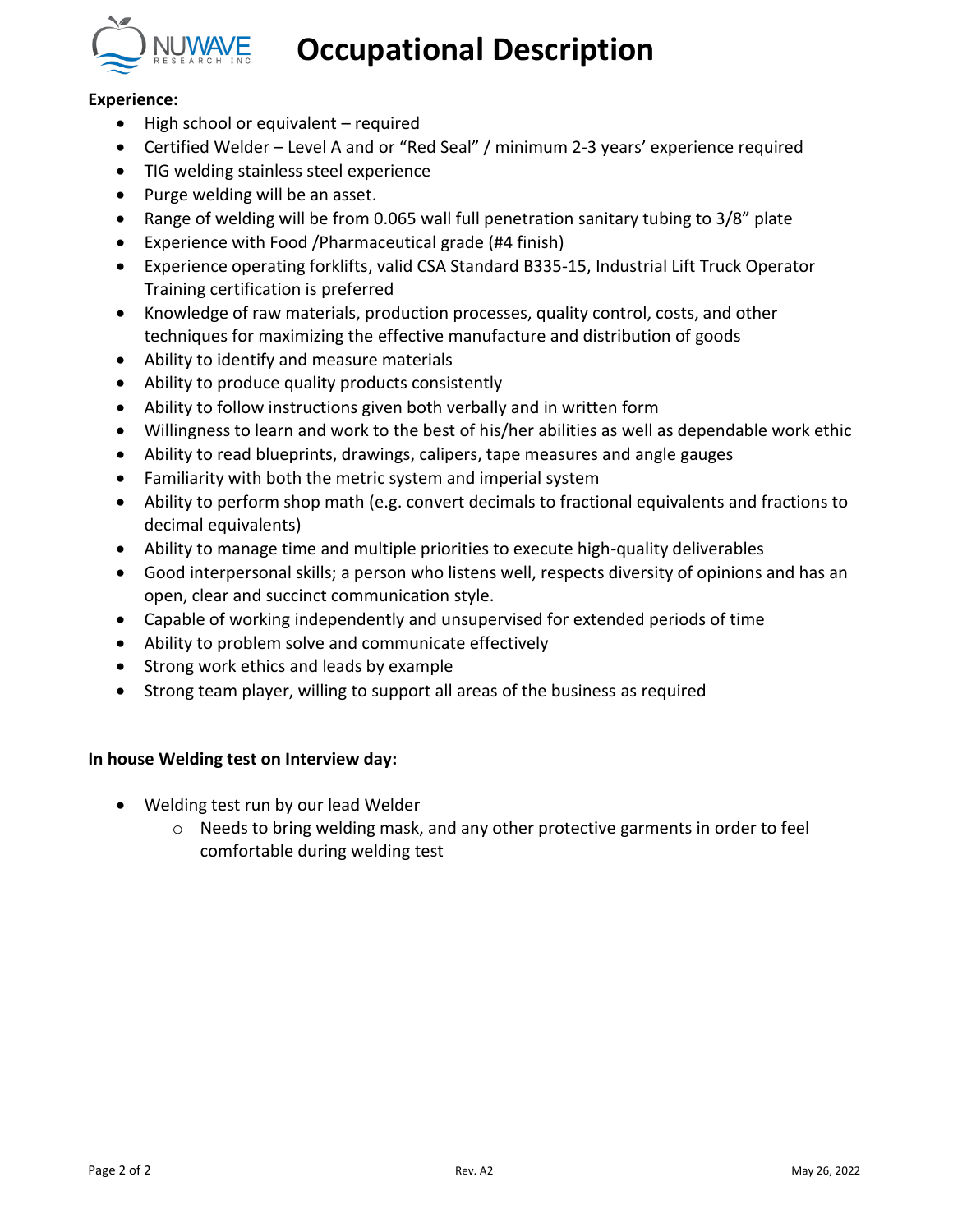# Occupational Description

**Experience:**

- High school or equivalent – required
- Certified Welder – Level A and or "Red Seal" / minimum 2-3 years' experience required
- TIG welding stainless steel experience
- Purge welding will be an asset.
- Range of welding will be from 0.065 wall full penetration sanitary tubing to 3/8" plate
- Experience with Food /Pharmaceutical grade (#4 finish)
- Experience operating forklifts, valid CSA Standard B335-15, Industrial Lift Truck Operator Training certification is preferred
- Knowledge of raw materials, production processes, quality control, costs, and other techniques for maximizing the effective manufacture and distribution of goods
- Ability to identify and measure materials
- Ability to produce quality products consistently
- Ability to follow instructions given both verbally and in written form
- Willingness to learn and work to the best of his/her abilities as well as dependable work ethic
- Ability to read blueprints, drawings, calipers, tape measures and angle gauges
- Familiarity with both the metric system and imperial system
- Ability to perform shop math (e.g. convert decimals to fractional equivalents and fractions to decimal equivalents)
- Ability to manage time and multiple priorities to execute high-quality deliverables
- Good interpersonal skills; a person who listens well, respects diversity of opinions and has an open, clear and succinct communication style.
- Capable of working independently and unsupervised for extended periods of time
- Ability to problem solve and communicate effectively
- Strong work ethics and leads by example
- Strong team player, willing to support all areas of the business as required

**In house Welding test on Interview day:**

- Welding test run by our lead Welder
  - Needs to bring welding mask, and any other protective garments in order to feel comfortable during welding test